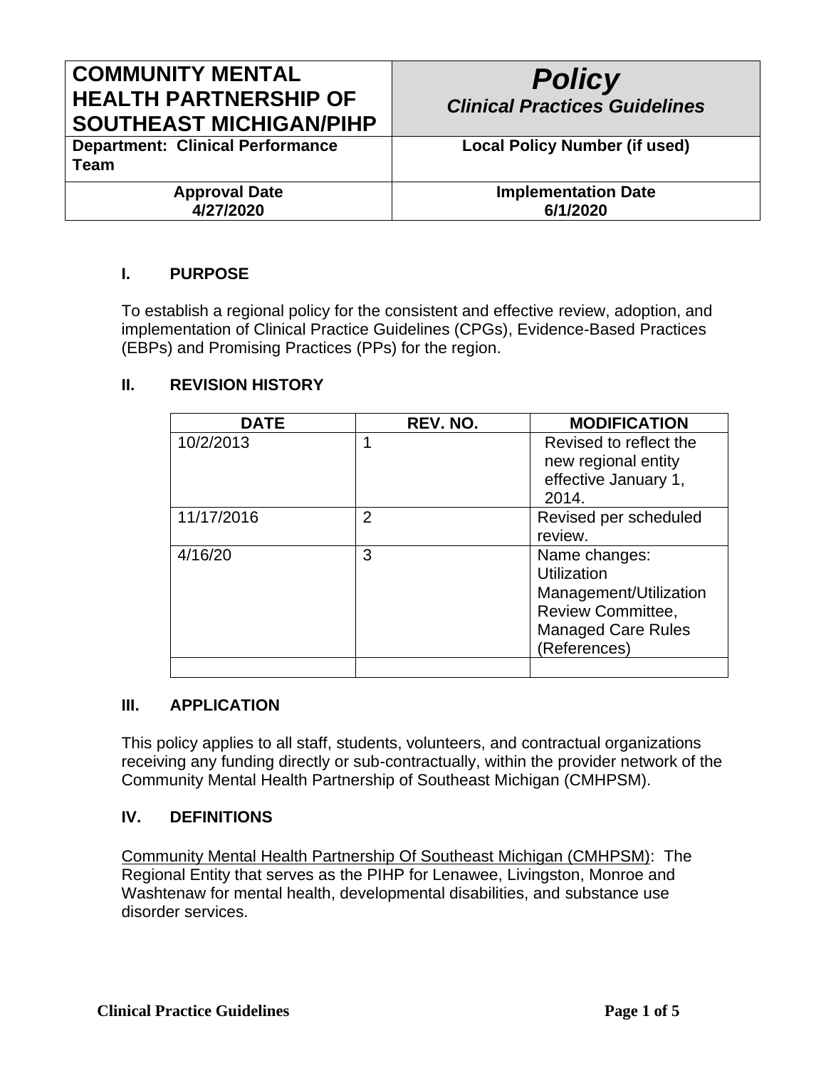| COMMUNITY MENTAL HEALTH PARTNERSHIP OF SOUTHEAST MICHIGAN/PIHP | ***Policy*** ***Clinical Practices Guidelines*** |
|---|---|
| **Department: Clinical Performance Team** | **Local Policy Number (if used)** |
| **Approval Date** **4/27/2020** | **Implementation Date** **6/1/2020** |

## I. PURPOSE

To establish a regional policy for the consistent and effective review, adoption, and implementation of Clinical Practice Guidelines (CPGs), Evidence-Based Practices (EBPs) and Promising Practices (PPs) for the region.

## II. REVISION HISTORY

| DATE | REV. NO. | MODIFICATION |
|---|---|---|
| 10/2/2013 | 1 | Revised to reflect the new regional entity effective January 1, 2014. |
| 11/17/2016 | 2 | Revised per scheduled review. |
| 4/16/20 | 3 | Name changes: Utilization Management/Utilization Review Committee, Managed Care Rules (References) |
| | | |

## III. APPLICATION

This policy applies to all staff, students, volunteers, and contractual organizations receiving any funding directly or sub-contractually, within the provider network of the Community Mental Health Partnership of Southeast Michigan (CMHPSM).

## IV. DEFINITIONS

Community Mental Health Partnership Of Southeast Michigan (CMHPSM): The Regional Entity that serves as the PIHP for Lenawee, Livingston, Monroe and Washtenaw for mental health, developmental disabilities, and substance use disorder services.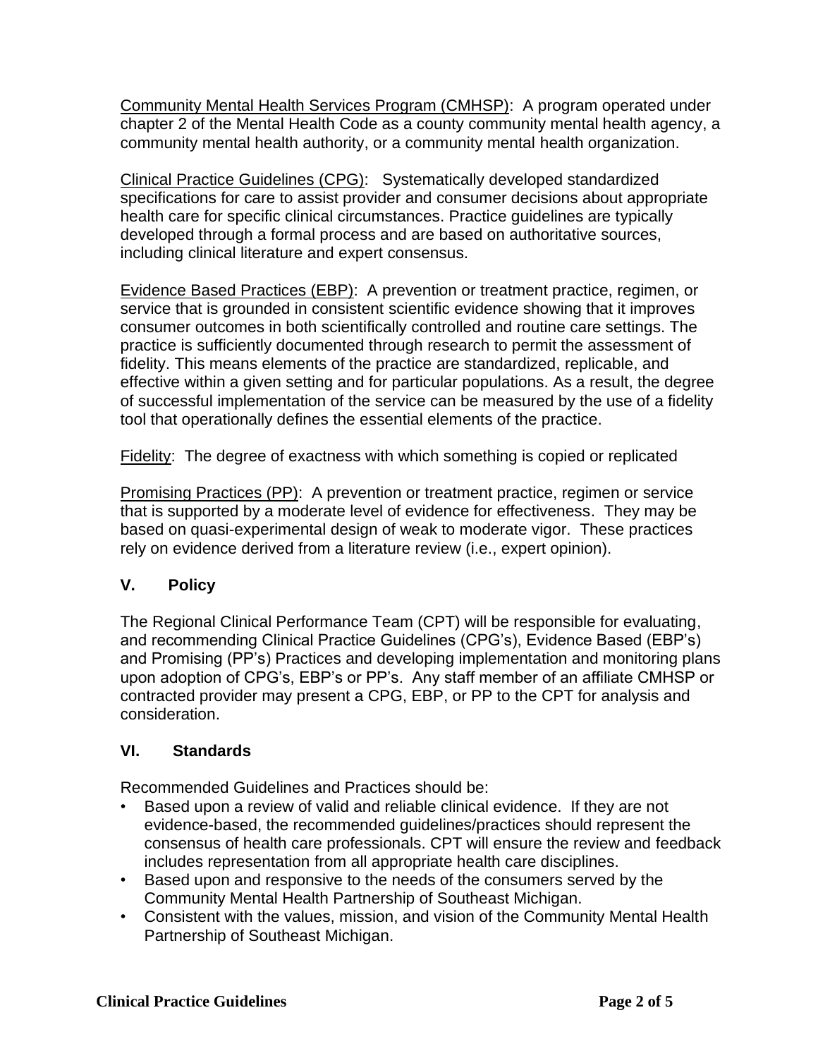<u>Community Mental Health Services Program (CMHSP)</u>: A program operated under chapter 2 of the Mental Health Code as a county community mental health agency, a community mental health authority, or a community mental health organization.

<u>Clinical Practice Guidelines (CPG)</u>: Systematically developed standardized specifications for care to assist provider and consumer decisions about appropriate health care for specific clinical circumstances. Practice guidelines are typically developed through a formal process and are based on authoritative sources, including clinical literature and expert consensus.

<u>Evidence Based Practices (EBP)</u>: A prevention or treatment practice, regimen, or service that is grounded in consistent scientific evidence showing that it improves consumer outcomes in both scientifically controlled and routine care settings. The practice is sufficiently documented through research to permit the assessment of fidelity. This means elements of the practice are standardized, replicable, and effective within a given setting and for particular populations. As a result, the degree of successful implementation of the service can be measured by the use of a fidelity tool that operationally defines the essential elements of the practice.

<u>Fidelity</u>: The degree of exactness with which something is copied or replicated

<u>Promising Practices (PP)</u>: A prevention or treatment practice, regimen or service that is supported by a moderate level of evidence for effectiveness. They may be based on quasi-experimental design of weak to moderate vigor. These practices rely on evidence derived from a literature review (i.e., expert opinion).

## V. Policy

The Regional Clinical Performance Team (CPT) will be responsible for evaluating, and recommending Clinical Practice Guidelines (CPG's), Evidence Based (EBP's) and Promising (PP's) Practices and developing implementation and monitoring plans upon adoption of CPG's, EBP's or PP's. Any staff member of an affiliate CMHSP or contracted provider may present a CPG, EBP, or PP to the CPT for analysis and consideration.

## VI. Standards

Recommended Guidelines and Practices should be:

- Based upon a review of valid and reliable clinical evidence. If they are not evidence-based, the recommended guidelines/practices should represent the consensus of health care professionals. CPT will ensure the review and feedback includes representation from all appropriate health care disciplines.
- Based upon and responsive to the needs of the consumers served by the Community Mental Health Partnership of Southeast Michigan.
- Consistent with the values, mission, and vision of the Community Mental Health Partnership of Southeast Michigan.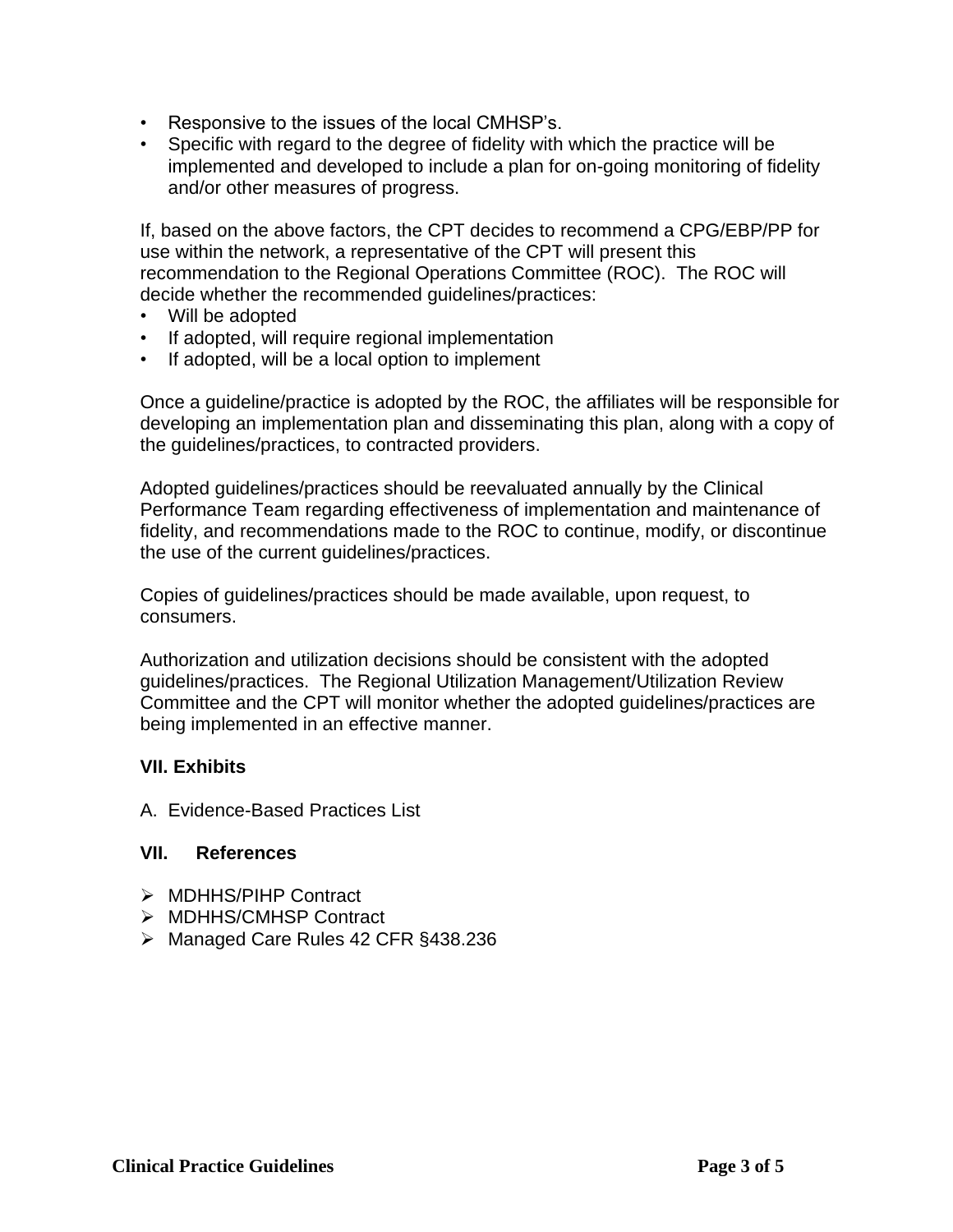- Responsive to the issues of the local CMHSP's.
- Specific with regard to the degree of fidelity with which the practice will be implemented and developed to include a plan for on-going monitoring of fidelity and/or other measures of progress.

If, based on the above factors, the CPT decides to recommend a CPG/EBP/PP for use within the network, a representative of the CPT will present this recommendation to the Regional Operations Committee (ROC). The ROC will decide whether the recommended guidelines/practices:

- Will be adopted
- If adopted, will require regional implementation
- If adopted, will be a local option to implement

Once a guideline/practice is adopted by the ROC, the affiliates will be responsible for developing an implementation plan and disseminating this plan, along with a copy of the guidelines/practices, to contracted providers.

Adopted guidelines/practices should be reevaluated annually by the Clinical Performance Team regarding effectiveness of implementation and maintenance of fidelity, and recommendations made to the ROC to continue, modify, or discontinue the use of the current guidelines/practices.

Copies of guidelines/practices should be made available, upon request, to consumers.

Authorization and utilization decisions should be consistent with the adopted guidelines/practices. The Regional Utilization Management/Utilization Review Committee and the CPT will monitor whether the adopted guidelines/practices are being implemented in an effective manner.

**VII. Exhibits**

A. Evidence-Based Practices List

**VII. References**

- MDHHS/PIHP Contract
- MDHHS/CMHSP Contract
- Managed Care Rules 42 CFR §438.236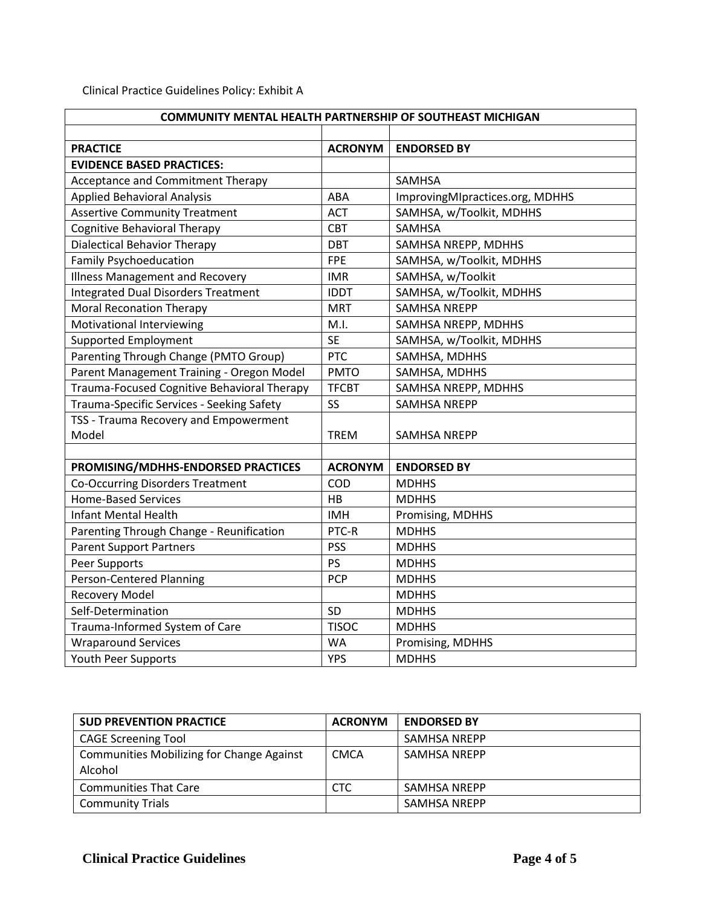Clinical Practice Guidelines Policy: Exhibit A

| COMMUNITY MENTAL HEALTH PARTNERSHIP OF SOUTHEAST MICHIGAN | | |
|---|---|---|
| | | |
| **PRACTICE** | **ACRONYM** | **ENDORSED BY** |
| **EVIDENCE BASED PRACTICES:** | | |
| Acceptance and Commitment Therapy | | SAMHSA |
| Applied Behavioral Analysis | ABA | ImprovingMIpractices.org, MDHHS |
| Assertive Community Treatment | ACT | SAMHSA, w/Toolkit, MDHHS |
| Cognitive Behavioral Therapy | CBT | SAMHSA |
| Dialectical Behavior Therapy | DBT | SAMHSA NREPP, MDHHS |
| Family Psychoeducation | FPE | SAMHSA, w/Toolkit, MDHHS |
| Illness Management and Recovery | IMR | SAMHSA, w/Toolkit |
| Integrated Dual Disorders Treatment | IDDT | SAMHSA, w/Toolkit, MDHHS |
| Moral Reconation Therapy | MRT | SAMHSA NREPP |
| Motivational Interviewing | M.I. | SAMHSA NREPP, MDHHS |
| Supported Employment | SE | SAMHSA, w/Toolkit, MDHHS |
| Parenting Through Change (PMTO Group) | PTC | SAMHSA, MDHHS |
| Parent Management Training - Oregon Model | PMTO | SAMHSA, MDHHS |
| Trauma-Focused Cognitive Behavioral Therapy | TFCBT | SAMHSA NREPP, MDHHS |
| Trauma-Specific Services - Seeking Safety | SS | SAMHSA NREPP |
| TSS - Trauma Recovery and Empowerment Model | TREM | SAMHSA NREPP |
| | | |
| **PROMISING/MDHHS-ENDORSED PRACTICES** | **ACRONYM** | **ENDORSED BY** |
| Co-Occurring Disorders Treatment | COD | MDHHS |
| Home-Based Services | HB | MDHHS |
| Infant Mental Health | IMH | Promising, MDHHS |
| Parenting Through Change - Reunification | PTC-R | MDHHS |
| Parent Support Partners | PSS | MDHHS |
| Peer Supports | PS | MDHHS |
| Person-Centered Planning | PCP | MDHHS |
| Recovery Model | | MDHHS |
| Self-Determination | SD | MDHHS |
| Trauma-Informed System of Care | TISOC | MDHHS |
| Wraparound Services | WA | Promising, MDHHS |
| Youth Peer Supports | YPS | MDHHS |

| **SUD PREVENTION PRACTICE** | **ACRONYM** | **ENDORSED BY** |
|---|---|---|
| CAGE Screening Tool | | SAMHSA NREPP |
| Communities Mobilizing for Change Against Alcohol | CMCA | SAMHSA NREPP |
| Communities That Care | CTC | SAMHSA NREPP |
| Community Trials | | SAMHSA NREPP |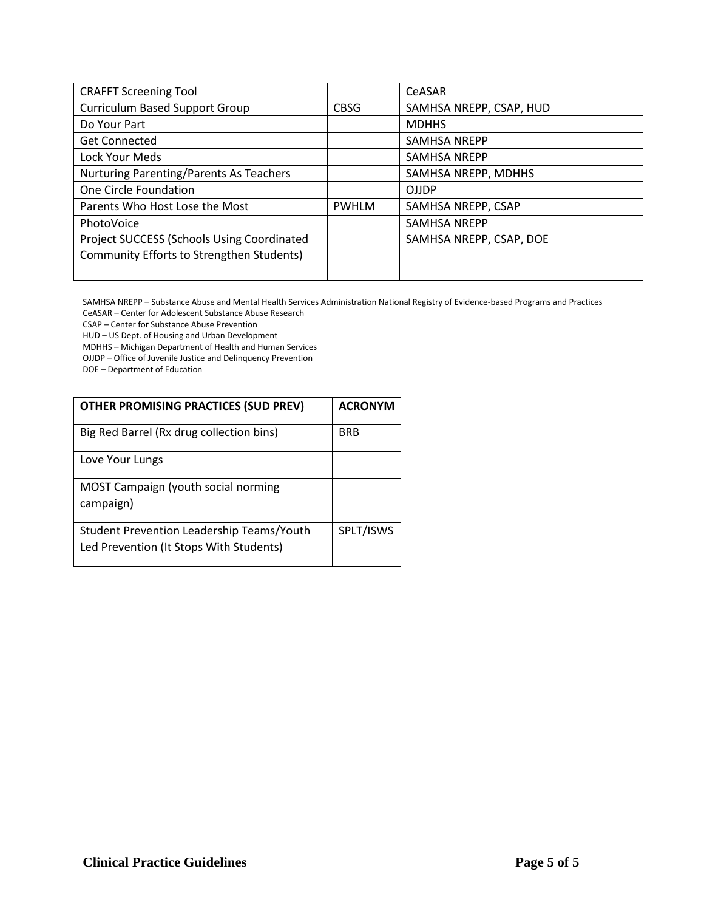| | | |
|---|---|---|
| CRAFFT Screening Tool | | CeASAR |
| Curriculum Based Support Group | CBSG | SAMHSA NREPP, CSAP, HUD |
| Do Your Part | | MDHHS |
| Get Connected | | SAMHSA NREPP |
| Lock Your Meds | | SAMHSA NREPP |
| Nurturing Parenting/Parents As Teachers | | SAMHSA NREPP, MDHHS |
| One Circle Foundation | | OJJDP |
| Parents Who Host Lose the Most | PWHLM | SAMHSA NREPP, CSAP |
| PhotoVoice | | SAMHSA NREPP |
| Project SUCCESS (Schools Using Coordinated Community Efforts to Strengthen Students) | | SAMHSA NREPP, CSAP, DOE |

SAMHSA NREPP – Substance Abuse and Mental Health Services Administration National Registry of Evidence-based Programs and Practices
CeASAR – Center for Adolescent Substance Abuse Research
CSAP – Center for Substance Abuse Prevention
HUD – US Dept. of Housing and Urban Development
MDHHS – Michigan Department of Health and Human Services
OJJDP – Office of Juvenile Justice and Delinquency Prevention
DOE – Department of Education

| OTHER PROMISING PRACTICES (SUD PREV) | ACRONYM |
|---|---|
| Big Red Barrel (Rx drug collection bins) | BRB |
| Love Your Lungs | |
| MOST Campaign (youth social norming campaign) | |
| Student Prevention Leadership Teams/Youth Led Prevention (It Stops With Students) | SPLT/ISWS |